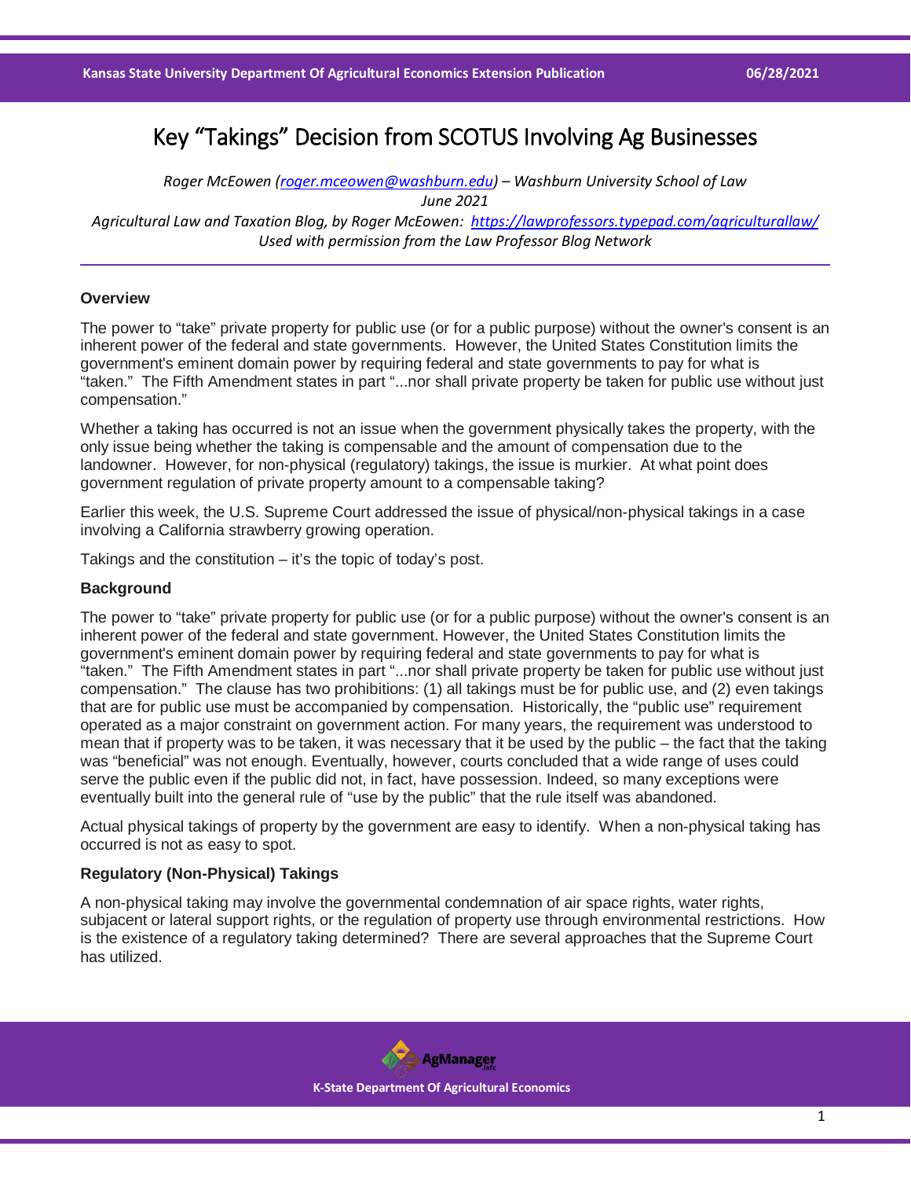# Key "Takings" Decision from SCOTUS Involving Ag Businesses

*Roger McEowen (roger.mceowen@washburn.edu) – Washburn University School of Law*
*June 2021*
*Agricultural Law and Taxation Blog, by Roger McEowen: https://lawprofessors.typepad.com/agriculturallaw/*
*Used with permission from the Law Professor Blog Network*

---

**Overview**

The power to "take" private property for public use (or for a public purpose) without the owner's consent is an inherent power of the federal and state governments. However, the United States Constitution limits the government's eminent domain power by requiring federal and state governments to pay for what is "taken." The Fifth Amendment states in part "...nor shall private property be taken for public use without just compensation."

Whether a taking has occurred is not an issue when the government physically takes the property, with the only issue being whether the taking is compensable and the amount of compensation due to the landowner. However, for non-physical (regulatory) takings, the issue is murkier. At what point does government regulation of private property amount to a compensable taking?

Earlier this week, the U.S. Supreme Court addressed the issue of physical/non-physical takings in a case involving a California strawberry growing operation.

Takings and the constitution – it's the topic of today's post.

**Background**

The power to "take" private property for public use (or for a public purpose) without the owner's consent is an inherent power of the federal and state government. However, the United States Constitution limits the government's eminent domain power by requiring federal and state governments to pay for what is "taken." The Fifth Amendment states in part "...nor shall private property be taken for public use without just compensation." The clause has two prohibitions: (1) all takings must be for public use, and (2) even takings that are for public use must be accompanied by compensation. Historically, the "public use" requirement operated as a major constraint on government action. For many years, the requirement was understood to mean that if property was to be taken, it was necessary that it be used by the public – the fact that the taking was "beneficial" was not enough. Eventually, however, courts concluded that a wide range of uses could serve the public even if the public did not, in fact, have possession. Indeed, so many exceptions were eventually built into the general rule of "use by the public" that the rule itself was abandoned.

Actual physical takings of property by the government are easy to identify. When a non-physical taking has occurred is not as easy to spot.

**Regulatory (Non-Physical) Takings**

A non-physical taking may involve the governmental condemnation of air space rights, water rights, subjacent or lateral support rights, or the regulation of property use through environmental restrictions. How is the existence of a regulatory taking determined? There are several approaches that the Supreme Court has utilized.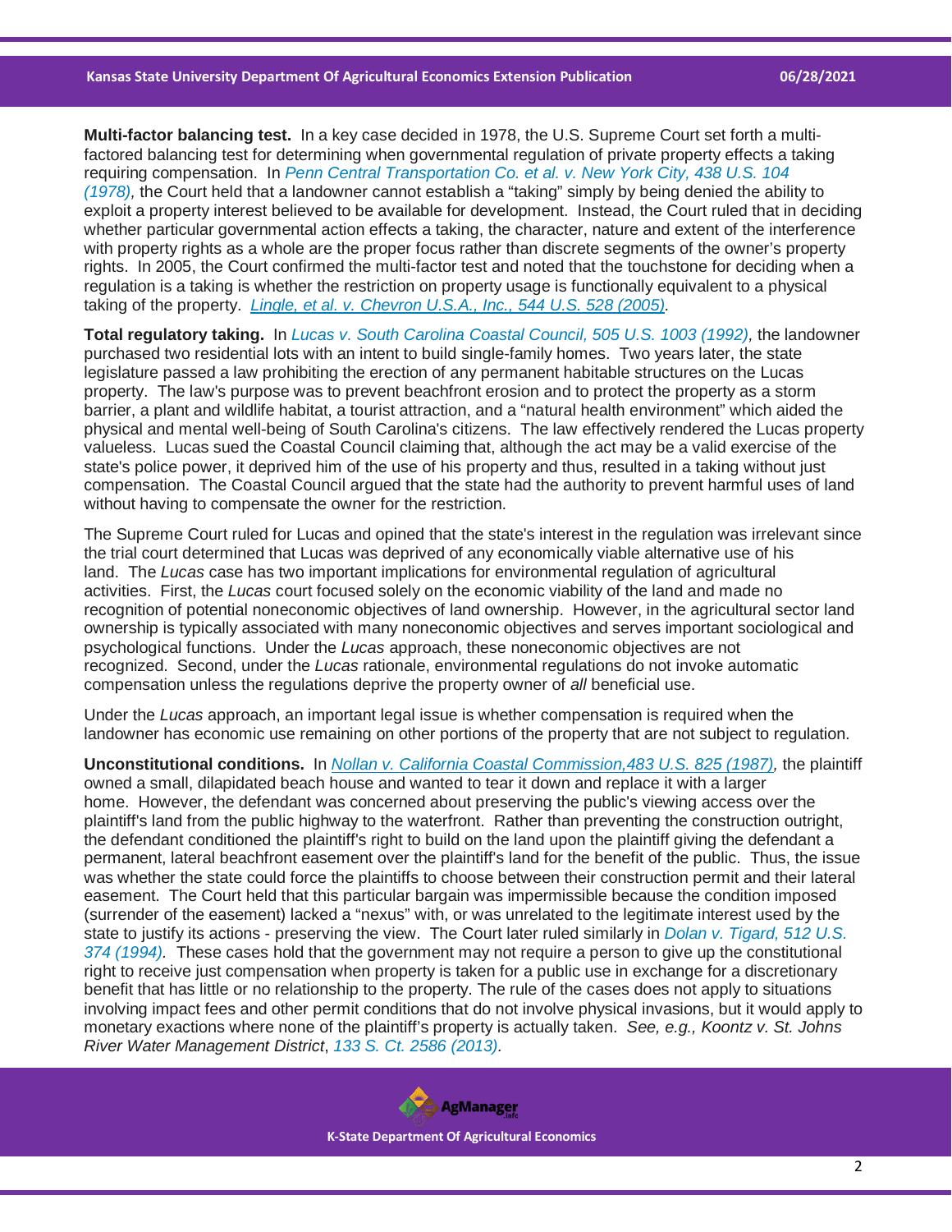**Multi-factor balancing test.** In a key case decided in 1978, the U.S. Supreme Court set forth a multi-factored balancing test for determining when governmental regulation of private property effects a taking requiring compensation. In *Penn Central Transportation Co. et al. v. New York City, 438 U.S. 104 (1978),* the Court held that a landowner cannot establish a "taking" simply by being denied the ability to exploit a property interest believed to be available for development. Instead, the Court ruled that in deciding whether particular governmental action effects a taking, the character, nature and extent of the interference with property rights as a whole are the proper focus rather than discrete segments of the owner's property rights. In 2005, the Court confirmed the multi-factor test and noted that the touchstone for deciding when a regulation is a taking is whether the restriction on property usage is functionally equivalent to a physical taking of the property. *Lingle, et al. v. Chevron U.S.A., Inc., 544 U.S. 528 (2005).*

**Total regulatory taking.** In *Lucas v. South Carolina Coastal Council, 505 U.S. 1003 (1992),* the landowner purchased two residential lots with an intent to build single-family homes. Two years later, the state legislature passed a law prohibiting the erection of any permanent habitable structures on the Lucas property. The law's purpose was to prevent beachfront erosion and to protect the property as a storm barrier, a plant and wildlife habitat, a tourist attraction, and a "natural health environment" which aided the physical and mental well-being of South Carolina's citizens. The law effectively rendered the Lucas property valueless. Lucas sued the Coastal Council claiming that, although the act may be a valid exercise of the state's police power, it deprived him of the use of his property and thus, resulted in a taking without just compensation. The Coastal Council argued that the state had the authority to prevent harmful uses of land without having to compensate the owner for the restriction.

The Supreme Court ruled for Lucas and opined that the state's interest in the regulation was irrelevant since the trial court determined that Lucas was deprived of any economically viable alternative use of his land. The *Lucas* case has two important implications for environmental regulation of agricultural activities. First, the *Lucas* court focused solely on the economic viability of the land and made no recognition of potential noneconomic objectives of land ownership. However, in the agricultural sector land ownership is typically associated with many noneconomic objectives and serves important sociological and psychological functions. Under the *Lucas* approach, these noneconomic objectives are not recognized. Second, under the *Lucas* rationale, environmental regulations do not invoke automatic compensation unless the regulations deprive the property owner of *all* beneficial use.

Under the *Lucas* approach, an important legal issue is whether compensation is required when the landowner has economic use remaining on other portions of the property that are not subject to regulation.

**Unconstitutional conditions.** In *Nollan v. California Coastal Commission,483 U.S. 825 (1987),* the plaintiff owned a small, dilapidated beach house and wanted to tear it down and replace it with a larger home. However, the defendant was concerned about preserving the public's viewing access over the plaintiff's land from the public highway to the waterfront. Rather than preventing the construction outright, the defendant conditioned the plaintiff's right to build on the land upon the plaintiff giving the defendant a permanent, lateral beachfront easement over the plaintiff's land for the benefit of the public. Thus, the issue was whether the state could force the plaintiffs to choose between their construction permit and their lateral easement. The Court held that this particular bargain was impermissible because the condition imposed (surrender of the easement) lacked a "nexus" with, or was unrelated to the legitimate interest used by the state to justify its actions - preserving the view. The Court later ruled similarly in *Dolan v. Tigard, 512 U.S. 374 (1994).* These cases hold that the government may not require a person to give up the constitutional right to receive just compensation when property is taken for a public use in exchange for a discretionary benefit that has little or no relationship to the property. The rule of the cases does not apply to situations involving impact fees and other permit conditions that do not involve physical invasions, but it would apply to monetary exactions where none of the plaintiff's property is actually taken. *See, e.g., Koontz v. St. Johns River Water Management District*, *133 S. Ct. 2586 (2013).*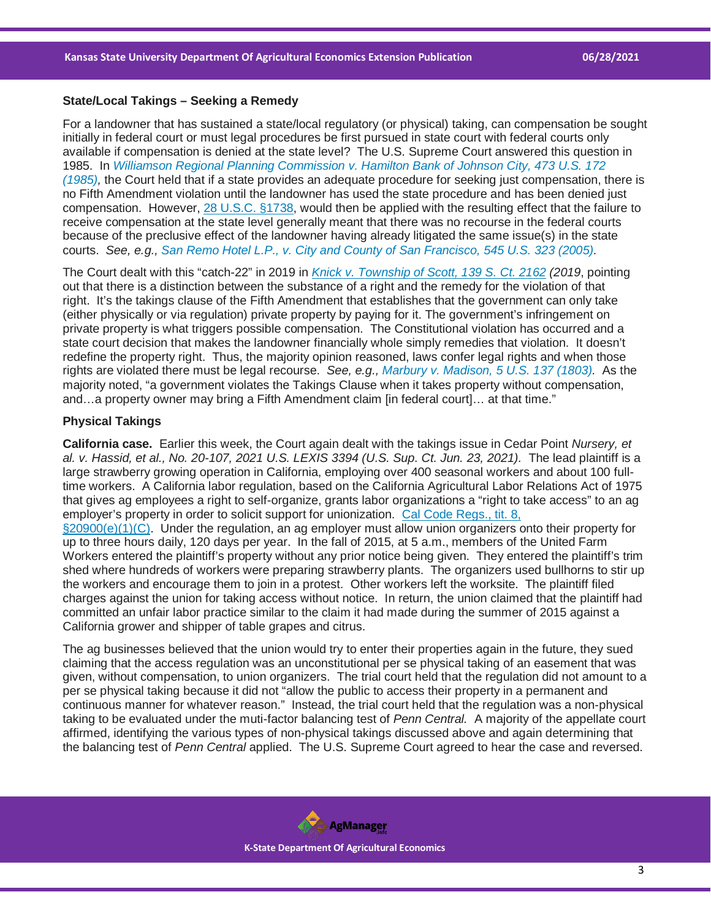### State/Local Takings – Seeking a Remedy

For a landowner that has sustained a state/local regulatory (or physical) taking, can compensation be sought initially in federal court or must legal procedures be first pursued in state court with federal courts only available if compensation is denied at the state level? The U.S. Supreme Court answered this question in 1985. In *Williamson Regional Planning Commission v. Hamilton Bank of Johnson City, 473 U.S. 172 (1985),* the Court held that if a state provides an adequate procedure for seeking just compensation, there is no Fifth Amendment violation until the landowner has used the state procedure and has been denied just compensation. However, 28 U.S.C. §1738, would then be applied with the resulting effect that the failure to receive compensation at the state level generally meant that there was no recourse in the federal courts because of the preclusive effect of the landowner having already litigated the same issue(s) in the state courts. *See, e.g., San Remo Hotel L.P., v. City and County of San Francisco, 545 U.S. 323 (2005).*

The Court dealt with this "catch-22" in 2019 in *Knick v. Township of Scott, 139 S. Ct. 2162 (2019*, pointing out that there is a distinction between the substance of a right and the remedy for the violation of that right. It's the takings clause of the Fifth Amendment that establishes that the government can only take (either physically or via regulation) private property by paying for it. The government's infringement on private property is what triggers possible compensation. The Constitutional violation has occurred and a state court decision that makes the landowner financially whole simply remedies that violation. It doesn't redefine the property right. Thus, the majority opinion reasoned, laws confer legal rights and when those rights are violated there must be legal recourse. *See, e.g., Marbury v. Madison, 5 U.S. 137 (1803).* As the majority noted, "a government violates the Takings Clause when it takes property without compensation, and…a property owner may bring a Fifth Amendment claim [in federal court]… at that time."

### Physical Takings

**California case.** Earlier this week, the Court again dealt with the takings issue in Cedar Point *Nursery, et al. v. Hassid, et al., No. 20-107, 2021 U.S. LEXIS 3394 (U.S. Sup. Ct. Jun. 23, 2021).* The lead plaintiff is a large strawberry growing operation in California, employing over 400 seasonal workers and about 100 full-time workers. A California labor regulation, based on the California Agricultural Labor Relations Act of 1975 that gives ag employees a right to self-organize, grants labor organizations a "right to take access" to an ag employer's property in order to solicit support for unionization. Cal Code Regs., tit. 8, §20900(e)(1)(C). Under the regulation, an ag employer must allow union organizers onto their property for up to three hours daily, 120 days per year. In the fall of 2015, at 5 a.m., members of the United Farm Workers entered the plaintiff's property without any prior notice being given. They entered the plaintiff's trim shed where hundreds of workers were preparing strawberry plants. The organizers used bullhorns to stir up the workers and encourage them to join in a protest. Other workers left the worksite. The plaintiff filed charges against the union for taking access without notice. In return, the union claimed that the plaintiff had committed an unfair labor practice similar to the claim it had made during the summer of 2015 against a California grower and shipper of table grapes and citrus.

The ag businesses believed that the union would try to enter their properties again in the future, they sued claiming that the access regulation was an unconstitutional per se physical taking of an easement that was given, without compensation, to union organizers. The trial court held that the regulation did not amount to a per se physical taking because it did not "allow the public to access their property in a permanent and continuous manner for whatever reason." Instead, the trial court held that the regulation was a non-physical taking to be evaluated under the muti-factor balancing test of *Penn Central.* A majority of the appellate court affirmed, identifying the various types of non-physical takings discussed above and again determining that the balancing test of *Penn Central* applied. The U.S. Supreme Court agreed to hear the case and reversed.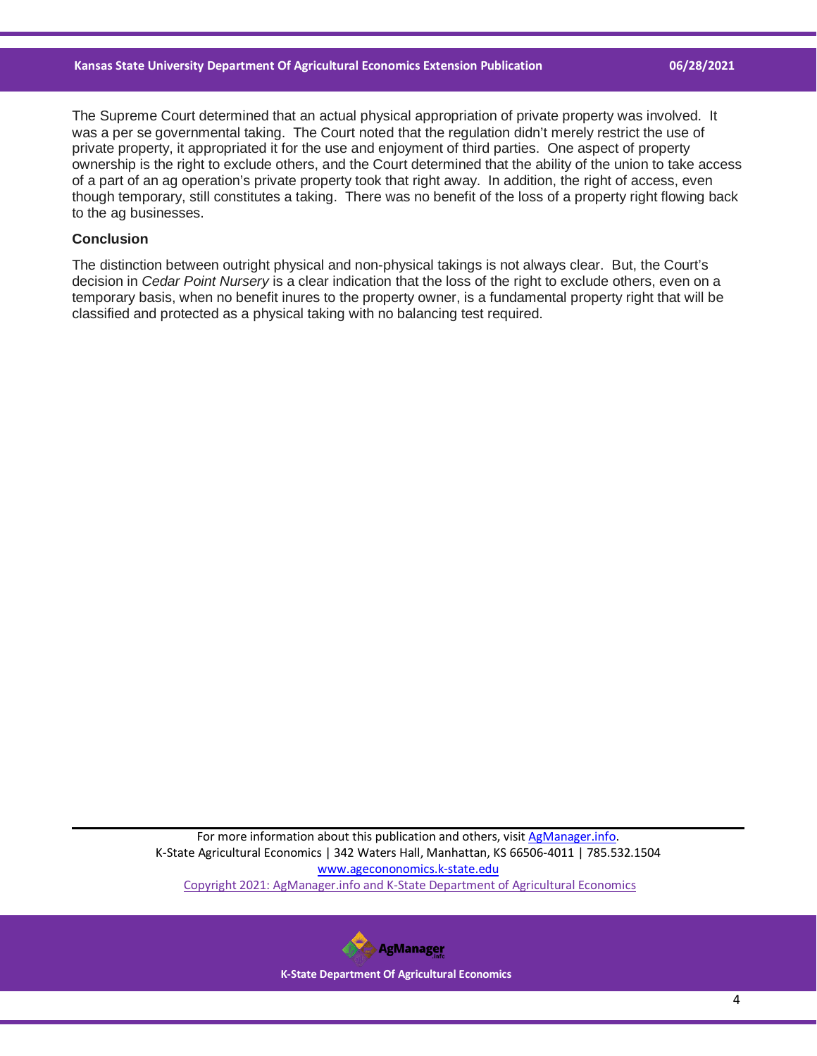The Supreme Court determined that an actual physical appropriation of private property was involved. It was a per se governmental taking. The Court noted that the regulation didn't merely restrict the use of private property, it appropriated it for the use and enjoyment of third parties. One aspect of property ownership is the right to exclude others, and the Court determined that the ability of the union to take access of a part of an ag operation's private property took that right away. In addition, the right of access, even though temporary, still constitutes a taking. There was no benefit of the loss of a property right flowing back to the ag businesses.

### Conclusion

The distinction between outright physical and non-physical takings is not always clear. But, the Court's decision in *Cedar Point Nursery* is a clear indication that the loss of the right to exclude others, even on a temporary basis, when no benefit inures to the property owner, is a fundamental property right that will be classified and protected as a physical taking with no balancing test required.

For more information about this publication and others, visit AgManager.info.
K-State Agricultural Economics | 342 Waters Hall, Manhattan, KS 66506-4011 | 785.532.1504
www.ageconomics.k-state.edu
Copyright 2021: AgManager.info and K-State Department of Agricultural Economics